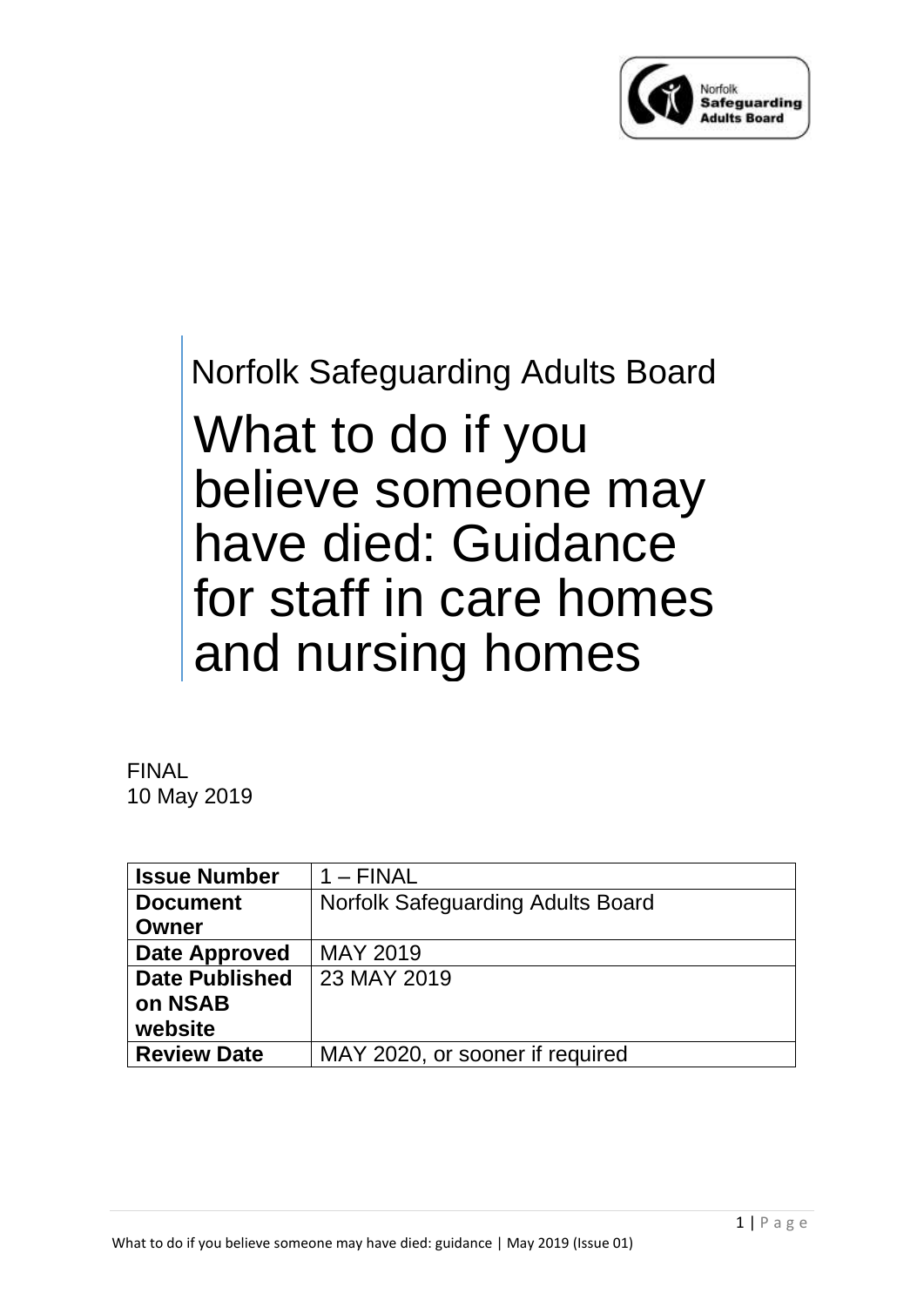Norfolk Safeguarding Adults Board

# What to do if you believe someone may have died: Guidance for staff in care homes and nursing homes

FINAL
10 May 2019

| **Issue Number** | 1 – FINAL |
|---|---|
| **Document Owner** | Norfolk Safeguarding Adults Board |
| **Date Approved** | MAY 2019 |
| **Date Published on NSAB website** | 23 MAY 2019 |
| **Review Date** | MAY 2020, or sooner if required |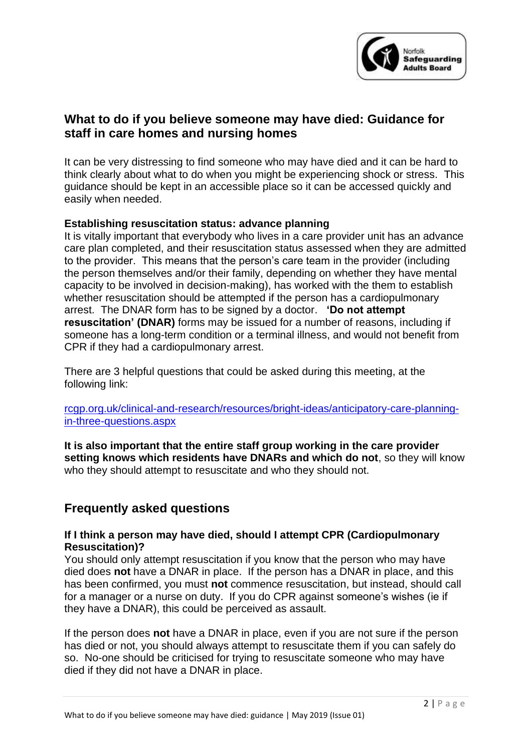## What to do if you believe someone may have died: Guidance for staff in care homes and nursing homes

It can be very distressing to find someone who may have died and it can be hard to think clearly about what to do when you might be experiencing shock or stress. This guidance should be kept in an accessible place so it can be accessed quickly and easily when needed.

**Establishing resuscitation status: advance planning**

It is vitally important that everybody who lives in a care provider unit has an advance care plan completed, and their resuscitation status assessed when they are admitted to the provider. This means that the person's care team in the provider (including the person themselves and/or their family, depending on whether they have mental capacity to be involved in decision-making), has worked with the them to establish whether resuscitation should be attempted if the person has a cardiopulmonary arrest. The DNAR form has to be signed by a doctor. **'Do not attempt resuscitation' (DNAR)** forms may be issued for a number of reasons, including if someone has a long-term condition or a terminal illness, and would not benefit from CPR if they had a cardiopulmonary arrest.

There are 3 helpful questions that could be asked during this meeting, at the following link:

rcgp.org.uk/clinical-and-research/resources/bright-ideas/anticipatory-care-planning-in-three-questions.aspx

**It is also important that the entire staff group working in the care provider setting knows which residents have DNARs and which do not**, so they will know who they should attempt to resuscitate and who they should not.

## Frequently asked questions

**If I think a person may have died, should I attempt CPR (Cardiopulmonary Resuscitation)?**

You should only attempt resuscitation if you know that the person who may have died does **not** have a DNAR in place. If the person has a DNAR in place, and this has been confirmed, you must **not** commence resuscitation, but instead, should call for a manager or a nurse on duty. If you do CPR against someone's wishes (ie if they have a DNAR), this could be perceived as assault.

If the person does **not** have a DNAR in place, even if you are not sure if the person has died or not, you should always attempt to resuscitate them if you can safely do so. No-one should be criticised for trying to resuscitate someone who may have died if they did not have a DNAR in place.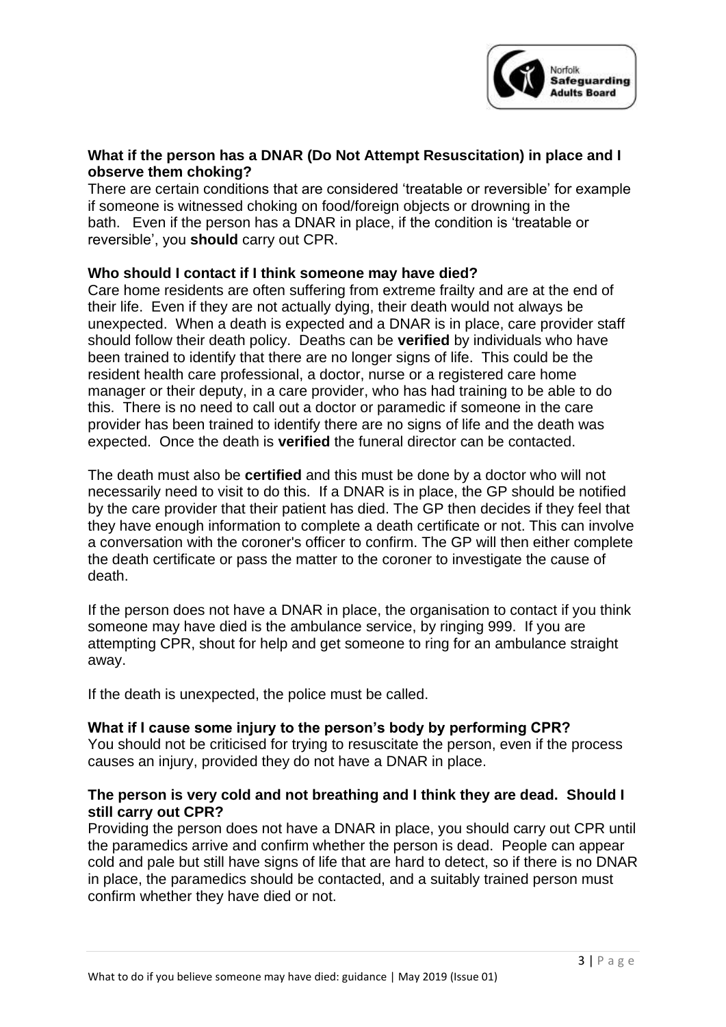**What if the person has a DNAR (Do Not Attempt Resuscitation) in place and I observe them choking?**

There are certain conditions that are considered 'treatable or reversible' for example if someone is witnessed choking on food/foreign objects or drowning in the bath. Even if the person has a DNAR in place, if the condition is 'treatable or reversible', you **should** carry out CPR.

**Who should I contact if I think someone may have died?**

Care home residents are often suffering from extreme frailty and are at the end of their life. Even if they are not actually dying, their death would not always be unexpected. When a death is expected and a DNAR is in place, care provider staff should follow their death policy. Deaths can be **verified** by individuals who have been trained to identify that there are no longer signs of life. This could be the resident health care professional, a doctor, nurse or a registered care home manager or their deputy, in a care provider, who has had training to be able to do this. There is no need to call out a doctor or paramedic if someone in the care provider has been trained to identify there are no signs of life and the death was expected. Once the death is **verified** the funeral director can be contacted.

The death must also be **certified** and this must be done by a doctor who will not necessarily need to visit to do this. If a DNAR is in place, the GP should be notified by the care provider that their patient has died. The GP then decides if they feel that they have enough information to complete a death certificate or not. This can involve a conversation with the coroner's officer to confirm. The GP will then either complete the death certificate or pass the matter to the coroner to investigate the cause of death.

If the person does not have a DNAR in place, the organisation to contact if you think someone may have died is the ambulance service, by ringing 999. If you are attempting CPR, shout for help and get someone to ring for an ambulance straight away.

If the death is unexpected, the police must be called.

**What if I cause some injury to the person's body by performing CPR?**

You should not be criticised for trying to resuscitate the person, even if the process causes an injury, provided they do not have a DNAR in place.

**The person is very cold and not breathing and I think they are dead. Should I still carry out CPR?**

Providing the person does not have a DNAR in place, you should carry out CPR until the paramedics arrive and confirm whether the person is dead. People can appear cold and pale but still have signs of life that are hard to detect, so if there is no DNAR in place, the paramedics should be contacted, and a suitably trained person must confirm whether they have died or not.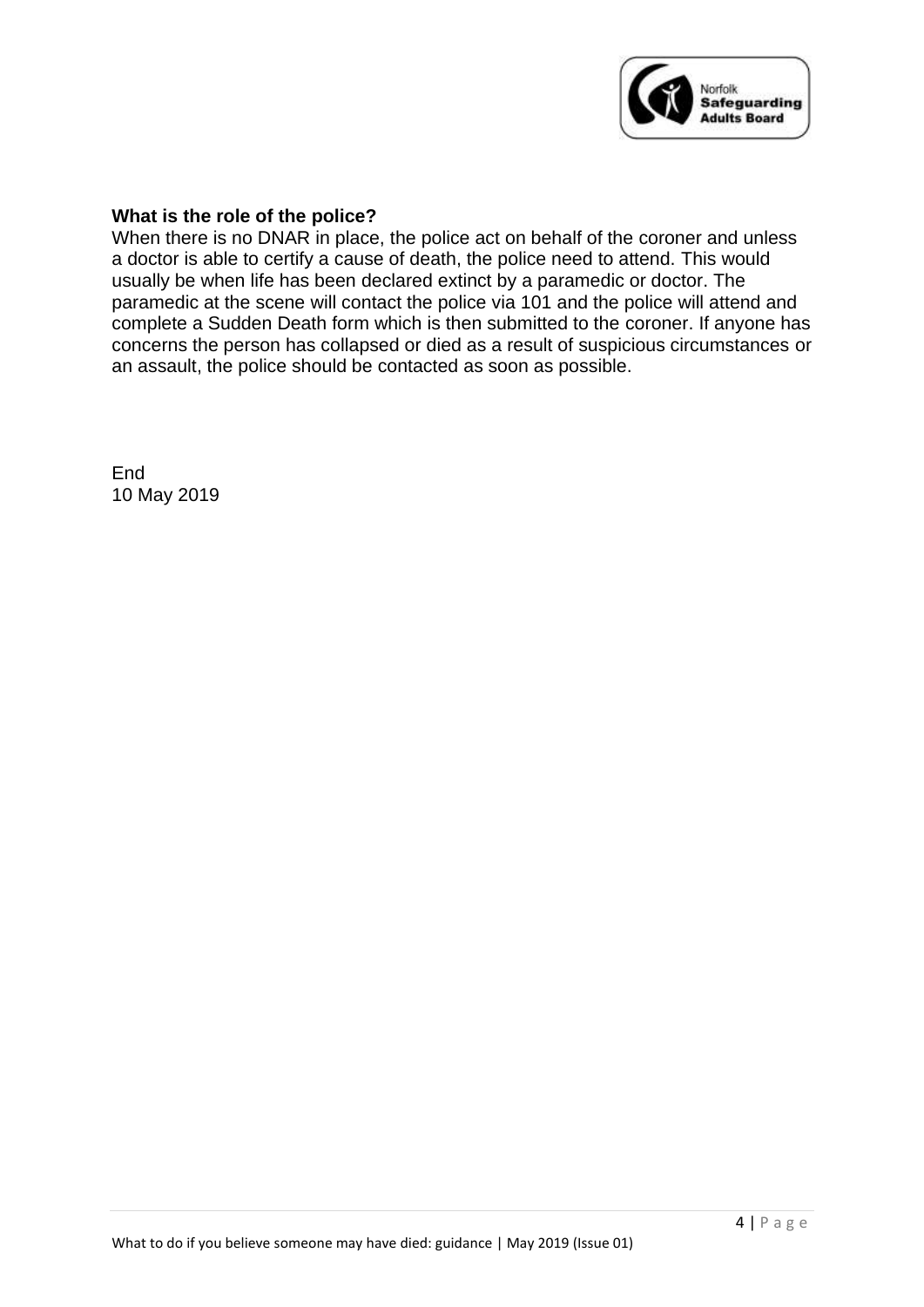**What is the role of the police?**

When there is no DNAR in place, the police act on behalf of the coroner and unless a doctor is able to certify a cause of death, the police need to attend. This would usually be when life has been declared extinct by a paramedic or doctor. The paramedic at the scene will contact the police via 101 and the police will attend and complete a Sudden Death form which is then submitted to the coroner. If anyone has concerns the person has collapsed or died as a result of suspicious circumstances or an assault, the police should be contacted as soon as possible.

End
10 May 2019